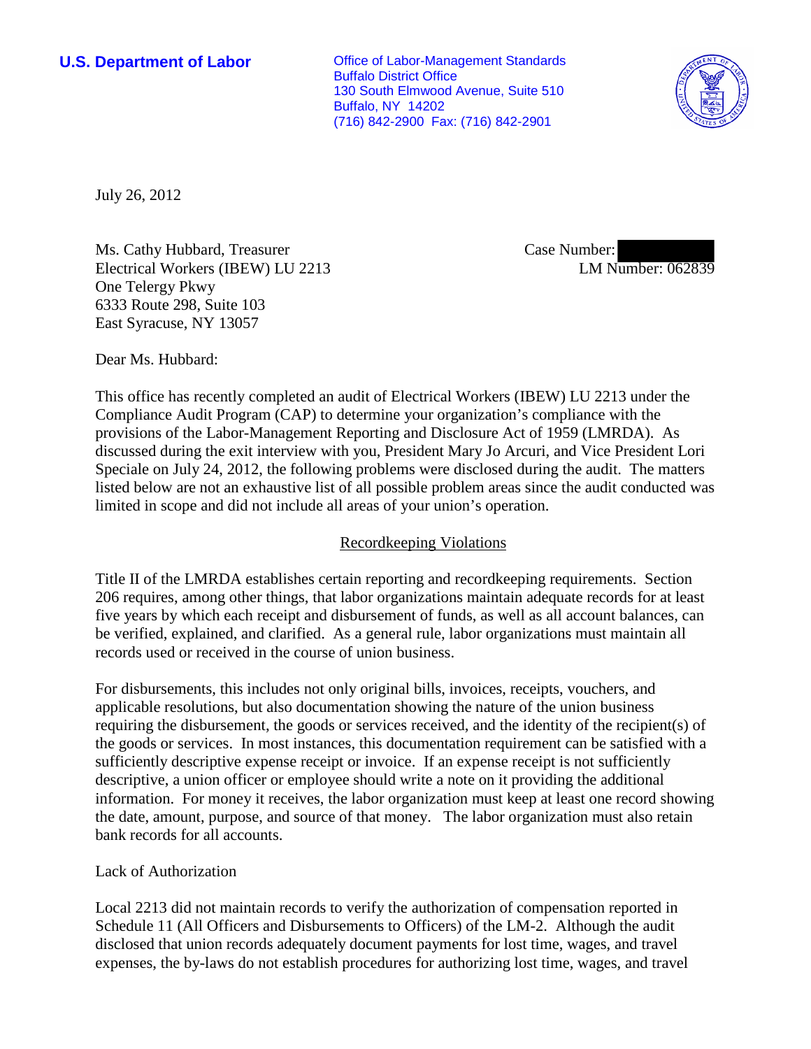**U.S. Department of Labor**

Office of Labor-Management Standards
Buffalo District Office
130 South Elmwood Avenue, Suite 510
Buffalo, NY 14202
(716) 842-2900 Fax: (716) 842-2901

July 26, 2012

Ms. Cathy Hubbard, Treasurer
Electrical Workers (IBEW) LU 2213
One Telergy Pkwy
6333 Route 298, Suite 103
East Syracuse, NY 13057

Case Number:
LM Number: 062839

Dear Ms. Hubbard:

This office has recently completed an audit of Electrical Workers (IBEW) LU 2213 under the Compliance Audit Program (CAP) to determine your organization's compliance with the provisions of the Labor-Management Reporting and Disclosure Act of 1959 (LMRDA). As discussed during the exit interview with you, President Mary Jo Arcuri, and Vice President Lori Speciale on July 24, 2012, the following problems were disclosed during the audit. The matters listed below are not an exhaustive list of all possible problem areas since the audit conducted was limited in scope and did not include all areas of your union's operation.

## Recordkeeping Violations

Title II of the LMRDA establishes certain reporting and recordkeeping requirements. Section 206 requires, among other things, that labor organizations maintain adequate records for at least five years by which each receipt and disbursement of funds, as well as all account balances, can be verified, explained, and clarified. As a general rule, labor organizations must maintain all records used or received in the course of union business.

For disbursements, this includes not only original bills, invoices, receipts, vouchers, and applicable resolutions, but also documentation showing the nature of the union business requiring the disbursement, the goods or services received, and the identity of the recipient(s) of the goods or services. In most instances, this documentation requirement can be satisfied with a sufficiently descriptive expense receipt or invoice. If an expense receipt is not sufficiently descriptive, a union officer or employee should write a note on it providing the additional information. For money it receives, the labor organization must keep at least one record showing the date, amount, purpose, and source of that money. The labor organization must also retain bank records for all accounts.

Lack of Authorization

Local 2213 did not maintain records to verify the authorization of compensation reported in Schedule 11 (All Officers and Disbursements to Officers) of the LM-2. Although the audit disclosed that union records adequately document payments for lost time, wages, and travel expenses, the by-laws do not establish procedures for authorizing lost time, wages, and travel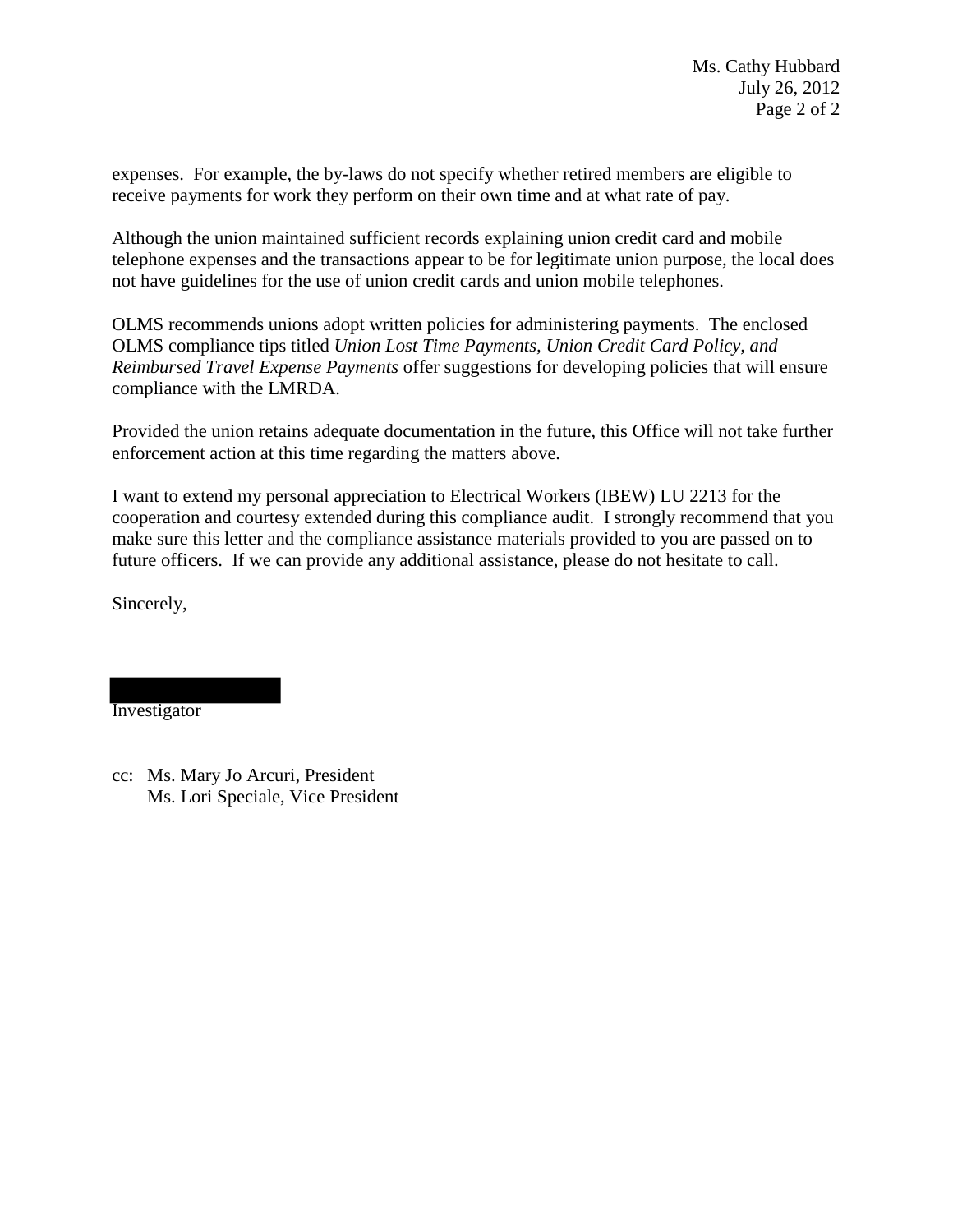expenses. For example, the by-laws do not specify whether retired members are eligible to receive payments for work they perform on their own time and at what rate of pay.

Although the union maintained sufficient records explaining union credit card and mobile telephone expenses and the transactions appear to be for legitimate union purpose, the local does not have guidelines for the use of union credit cards and union mobile telephones.

OLMS recommends unions adopt written policies for administering payments. The enclosed OLMS compliance tips titled *Union Lost Time Payments, Union Credit Card Policy, and Reimbursed Travel Expense Payments* offer suggestions for developing policies that will ensure compliance with the LMRDA.

Provided the union retains adequate documentation in the future, this Office will not take further enforcement action at this time regarding the matters above.

I want to extend my personal appreciation to Electrical Workers (IBEW) LU 2213 for the cooperation and courtesy extended during this compliance audit. I strongly recommend that you make sure this letter and the compliance assistance materials provided to you are passed on to future officers. If we can provide any additional assistance, please do not hesitate to call.

Sincerely,

Investigator

cc: Ms. Mary Jo Arcuri, President
Ms. Lori Speciale, Vice President